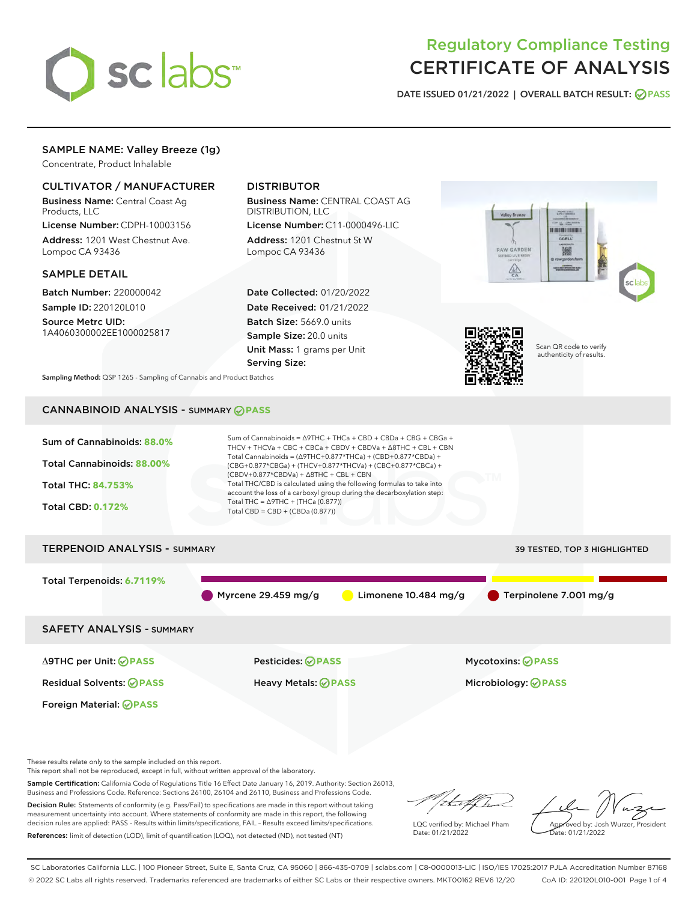# Regulatory Compliance Testing
# CERTIFICATE OF ANALYSIS

DATE ISSUED 01/21/2022 | OVERALL BATCH RESULT: PASS

## SAMPLE NAME: Valley Breeze (1g)

Concentrate, Product Inhalable

### CULTIVATOR / MANUFACTURER

**Business Name:** Central Coast Ag Products, LLC

**License Number:** CDPH-10003156

**Address:** 1201 West Chestnut Ave. Lompoc CA 93436

### DISTRIBUTOR

**Business Name:** CENTRAL COAST AG DISTRIBUTION, LLC

**License Number:** C11-0000496-LIC

**Address:** 1201 Chestnut St W Lompoc CA 93436

### SAMPLE DETAIL

**Batch Number:** 220000042

**Sample ID:** 220120L010

**Source Metrc UID:** 1A4060300002EE1000025817

**Date Collected:** 01/20/2022

**Date Received:** 01/21/2022

**Batch Size:** 5669.0 units

**Sample Size:** 20.0 units

**Unit Mass:** 1 grams per Unit

**Serving Size:**

Scan QR code to verify authenticity of results.

**Sampling Method:** QSP 1265 - Sampling of Cannabis and Product Batches

## CANNABINOID ANALYSIS - SUMMARY PASS

**Sum of Cannabinoids:** 88.0%

**Total Cannabinoids:** 88.00%

**Total THC:** 84.753%

**Total CBD:** 0.172%

Sum of Cannabinoids = Δ9THC + THCa + CBD + CBDa + CBG + CBGa + THCV + THCVa + CBC + CBCa + CBDV + CBDVa + Δ8THC + CBL + CBN

Total Cannabinoids = (Δ9THC+0.877*THCa) + (CBD+0.877*CBDa) + (CBG+0.877*CBGa) + (THCV+0.877*THCVa) + (CBC+0.877*CBCa) + (CBDV+0.877*CBDVa) + Δ8THC + CBL + CBN

Total THC/CBD is calculated using the following formulas to take into account the loss of a carboxyl group during the decarboxylation step:

Total THC = Δ9THC + (THCa (0.877))

Total CBD = CBD + (CBDa (0.877))

## TERPENOID ANALYSIS - SUMMARY

39 TESTED, TOP 3 HIGHLIGHTED

**Total Terpenoids:** 6.7119%

Myrcene 29.459 mg/g

Limonene 10.484 mg/g

Terpinolene 7.001 mg/g

## SAFETY ANALYSIS - SUMMARY

Δ9THC per Unit: PASS

Pesticides: PASS

Mycotoxins: PASS

Residual Solvents: PASS

Heavy Metals: PASS

Microbiology: PASS

Foreign Material: PASS

These results relate only to the sample included on this report.
This report shall not be reproduced, except in full, without written approval of the laboratory.

**Sample Certification:** California Code of Regulations Title 16 Effect Date January 16, 2019. Authority: Section 26013, Business and Professions Code. Reference: Sections 26100, 26104 and 26110, Business and Professions Code.

**Decision Rule:** Statements of conformity (e.g. Pass/Fail) to specifications are made in this report without taking measurement uncertainty into account. Where statements of conformity are made in this report, the following decision rules are applied: PASS - Results within limits/specifications, FAIL - Results exceed limits/specifications.

**References:** limit of detection (LOD), limit of quantification (LOQ), not detected (ND), not tested (NT)

LQC verified by: Michael Pham
Date: 01/21/2022

Approved by: Josh Wurzer, President
Date: 01/21/2022

SC Laboratories California LLC. | 100 Pioneer Street, Suite E, Santa Cruz, CA 95060 | 866-435-0709 | sclabs.com | C8-0000013-LIC | ISO/IES 17025:2017 PJLA Accreditation Number 87168
© 2022 SC Labs all rights reserved. Trademarks referenced are trademarks of either SC Labs or their respective owners. MKT00162 REV6 12/20 CoA ID: 220120L010-001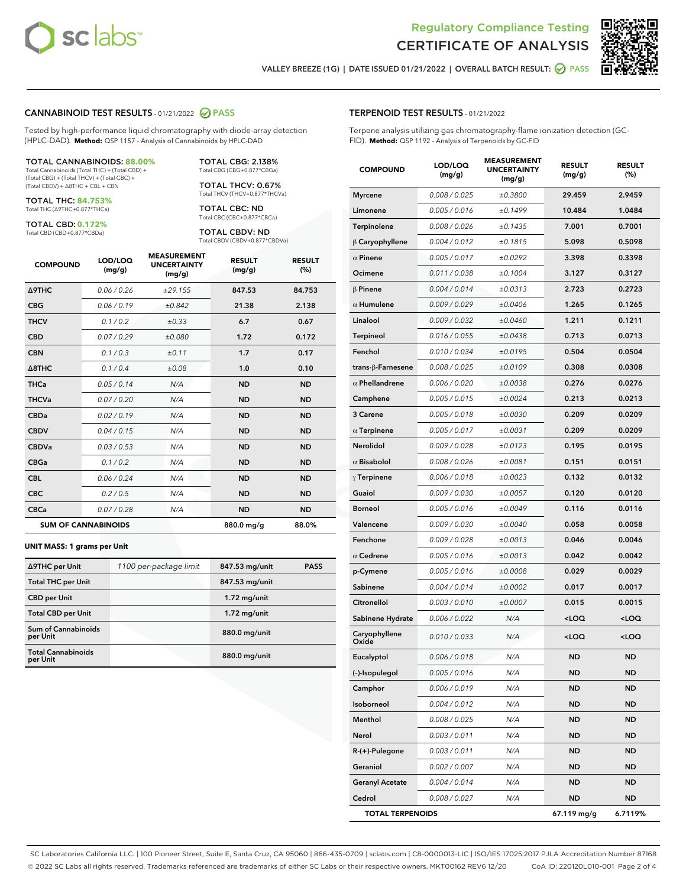Regulatory Compliance Testing
CERTIFICATE OF ANALYSIS

VALLEY BREEZE (1G) | DATE ISSUED 01/21/2022 | OVERALL BATCH RESULT: PASS

## CANNABINOID TEST RESULTS - 01/21/2022 PASS

Tested by high-performance liquid chromatography with diode-array detection (HPLC-DAD). **Method:** QSP 1157 - Analysis of Cannabinoids by HPLC-DAD

**TOTAL CANNABINOIDS: 88.00%**
Total Cannabinoids (Total THC) + (Total CBD) + (Total CBG) + (Total THCV) + (Total CBC) + (Total CBDV) + Δ8THC + CBL + CBN

**TOTAL THC: 84.753%**
Total THC (Δ9THC+0.877*THCa)

**TOTAL CBD: 0.172%**
Total CBD (CBD+0.877*CBDa)

**TOTAL CBG: 2.138%**
Total CBG (CBG+0.877*CBGa)

**TOTAL THCV: 0.67%**
Total THCV (THCV+0.877*THCVa)

**TOTAL CBC: ND**
Total CBC (CBC+0.877*CBCa)

**TOTAL CBDV: ND**
Total CBDV (CBDV+0.877*CBDVa)

| COMPOUND | LOD/LOQ (mg/g) | MEASUREMENT UNCERTAINTY (mg/g) | RESULT (mg/g) | RESULT (%) |
|---|---|---|---|---|
| Δ9THC | 0.06 / 0.26 | ±29.155 | 847.53 | 84.753 |
| CBG | 0.06 / 0.19 | ±0.842 | 21.38 | 2.138 |
| THCV | 0.1 / 0.2 | ±0.33 | 6.7 | 0.67 |
| CBD | 0.07 / 0.29 | ±0.080 | 1.72 | 0.172 |
| CBN | 0.1 / 0.3 | ±0.11 | 1.7 | 0.17 |
| Δ8THC | 0.1 / 0.4 | ±0.08 | 1.0 | 0.10 |
| THCa | 0.05 / 0.14 | N/A | ND | ND |
| THCVa | 0.07 / 0.20 | N/A | ND | ND |
| CBDa | 0.02 / 0.19 | N/A | ND | ND |
| CBDV | 0.04 / 0.15 | N/A | ND | ND |
| CBDVa | 0.03 / 0.53 | N/A | ND | ND |
| CBGa | 0.1 / 0.2 | N/A | ND | ND |
| CBL | 0.06 / 0.24 | N/A | ND | ND |
| CBC | 0.2 / 0.5 | N/A | ND | ND |
| CBCa | 0.07 / 0.28 | N/A | ND | ND |
| **SUM OF CANNABINOIDS** | | | 880.0 mg/g | 88.0% |

**UNIT MASS: 1 grams per Unit**

| | | | |
|---|---|---|---|
| Δ9THC per Unit | 1100 per-package limit | 847.53 mg/unit | PASS |
| Total THC per Unit | | 847.53 mg/unit | |
| CBD per Unit | | 1.72 mg/unit | |
| Total CBD per Unit | | 1.72 mg/unit | |
| Sum of Cannabinoids per Unit | | 880.0 mg/unit | |
| Total Cannabinoids per Unit | | 880.0 mg/unit | |

## TERPENOID TEST RESULTS - 01/21/2022

Terpene analysis utilizing gas chromatography-flame ionization detection (GC-FID). **Method:** QSP 1192 - Analysis of Terpenoids by GC-FID

| COMPOUND | LOD/LOQ (mg/g) | MEASUREMENT UNCERTAINTY (mg/g) | RESULT (mg/g) | RESULT (%) |
|---|---|---|---|---|
| Myrcene | 0.008 / 0.025 | ±0.3800 | 29.459 | 2.9459 |
| Limonene | 0.005 / 0.016 | ±0.1499 | 10.484 | 1.0484 |
| Terpinolene | 0.008 / 0.026 | ±0.1435 | 7.001 | 0.7001 |
| β Caryophyllene | 0.004 / 0.012 | ±0.1815 | 5.098 | 0.5098 |
| α Pinene | 0.005 / 0.017 | ±0.0292 | 3.398 | 0.3398 |
| Ocimene | 0.011 / 0.038 | ±0.1004 | 3.127 | 0.3127 |
| β Pinene | 0.004 / 0.014 | ±0.0313 | 2.723 | 0.2723 |
| α Humulene | 0.009 / 0.029 | ±0.0406 | 1.265 | 0.1265 |
| Linalool | 0.009 / 0.032 | ±0.0460 | 1.211 | 0.1211 |
| Terpineol | 0.016 / 0.055 | ±0.0438 | 0.713 | 0.0713 |
| Fenchol | 0.010 / 0.034 | ±0.0195 | 0.504 | 0.0504 |
| trans-β-Farnesene | 0.008 / 0.025 | ±0.0109 | 0.308 | 0.0308 |
| α Phellandrene | 0.006 / 0.020 | ±0.0038 | 0.276 | 0.0276 |
| Camphene | 0.005 / 0.015 | ±0.0024 | 0.213 | 0.0213 |
| 3 Carene | 0.005 / 0.018 | ±0.0030 | 0.209 | 0.0209 |
| α Terpinene | 0.005 / 0.017 | ±0.0031 | 0.209 | 0.0209 |
| Nerolidol | 0.009 / 0.028 | ±0.0123 | 0.195 | 0.0195 |
| α Bisabolol | 0.008 / 0.026 | ±0.0081 | 0.151 | 0.0151 |
| γ Terpinene | 0.006 / 0.018 | ±0.0023 | 0.132 | 0.0132 |
| Guaiol | 0.009 / 0.030 | ±0.0057 | 0.120 | 0.0120 |
| Borneol | 0.005 / 0.016 | ±0.0049 | 0.116 | 0.0116 |
| Valencene | 0.009 / 0.030 | ±0.0040 | 0.058 | 0.0058 |
| Fenchone | 0.009 / 0.028 | ±0.0013 | 0.046 | 0.0046 |
| α Cedrene | 0.005 / 0.016 | ±0.0013 | 0.042 | 0.0042 |
| p-Cymene | 0.005 / 0.016 | ±0.0008 | 0.029 | 0.0029 |
| Sabinene | 0.004 / 0.014 | ±0.0002 | 0.017 | 0.0017 |
| Citronellol | 0.003 / 0.010 | ±0.0007 | 0.015 | 0.0015 |
| Sabinene Hydrate | 0.006 / 0.022 | N/A | <LOQ | <LOQ |
| Caryophyllene Oxide | 0.010 / 0.033 | N/A | <LOQ | <LOQ |
| Eucalyptol | 0.006 / 0.018 | N/A | ND | ND |
| (-)-Isopulegol | 0.005 / 0.016 | N/A | ND | ND |
| Camphor | 0.006 / 0.019 | N/A | ND | ND |
| Isoborneol | 0.004 / 0.012 | N/A | ND | ND |
| Menthol | 0.008 / 0.025 | N/A | ND | ND |
| Nerol | 0.003 / 0.011 | N/A | ND | ND |
| R-(+)-Pulegone | 0.003 / 0.011 | N/A | ND | ND |
| Geraniol | 0.002 / 0.007 | N/A | ND | ND |
| Geranyl Acetate | 0.004 / 0.014 | N/A | ND | ND |
| Cedrol | 0.008 / 0.027 | N/A | ND | ND |
| **TOTAL TERPENOIDS** | | | 67.119 mg/g | 6.7119% |

SC Laboratories California LLC. | 100 Pioneer Street, Suite E, Santa Cruz, CA 95060 | 866-435-0709 | sclabs.com | C8-0000013-LIC | ISO/IES 17025:2017 PJLA Accreditation Number 87168
© 2022 SC Labs all rights reserved. Trademarks referenced are trademarks of either SC Labs or their respective owners. MKT00162 REV6 12/20 CoA ID: 220120L010-001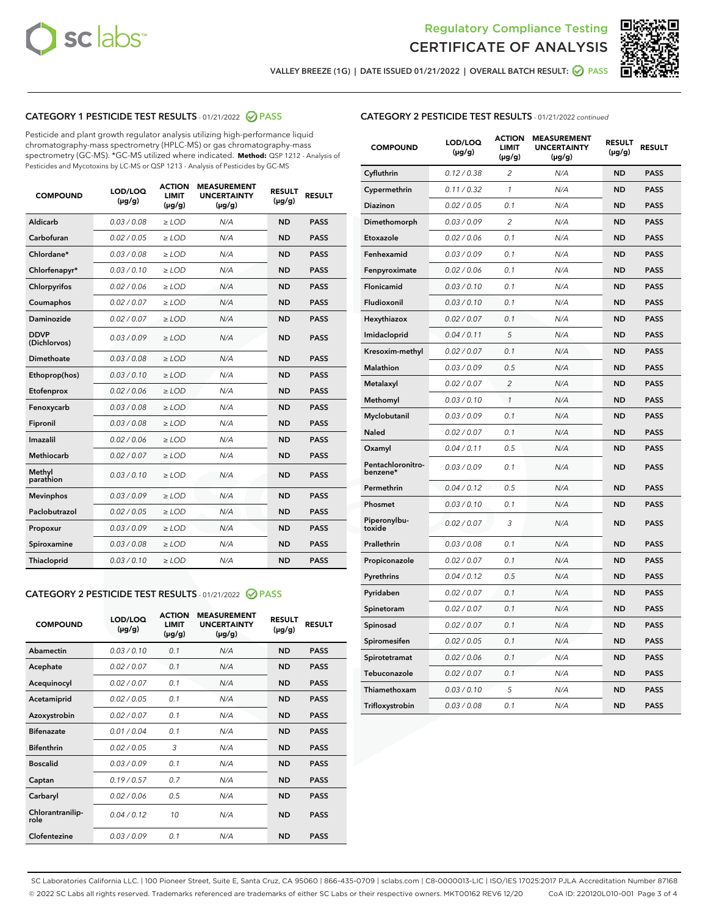Regulatory Compliance Testing
CERTIFICATE OF ANALYSIS

VALLEY BREEZE (1G) | DATE ISSUED 01/21/2022 | OVERALL BATCH RESULT: PASS

## CATEGORY 1 PESTICIDE TEST RESULTS - 01/21/2022 PASS

Pesticide and plant growth regulator analysis utilizing high-performance liquid chromatography-mass spectrometry (HPLC-MS) or gas chromatography-mass spectrometry (GC-MS). *GC-MS utilized where indicated. **Method:** QSP 1212 - Analysis of Pesticides and Mycotoxins by LC-MS or QSP 1213 - Analysis of Pesticides by GC-MS

| COMPOUND | LOD/LOQ (µg/g) | ACTION LIMIT (µg/g) | MEASUREMENT UNCERTAINTY (µg/g) | RESULT (µg/g) | RESULT |
|---|---|---|---|---|---|
| Aldicarb | 0.03 / 0.08 | ≥ LOD | N/A | ND | PASS |
| Carbofuran | 0.02 / 0.05 | ≥ LOD | N/A | ND | PASS |
| Chlordane* | 0.03 / 0.08 | ≥ LOD | N/A | ND | PASS |
| Chlorfenapyr* | 0.03 / 0.10 | ≥ LOD | N/A | ND | PASS |
| Chlorpyrifos | 0.02 / 0.06 | ≥ LOD | N/A | ND | PASS |
| Coumaphos | 0.02 / 0.07 | ≥ LOD | N/A | ND | PASS |
| Daminozide | 0.02 / 0.07 | ≥ LOD | N/A | ND | PASS |
| DDVP (Dichlorvos) | 0.03 / 0.09 | ≥ LOD | N/A | ND | PASS |
| Dimethoate | 0.03 / 0.08 | ≥ LOD | N/A | ND | PASS |
| Ethoprop(hos) | 0.03 / 0.10 | ≥ LOD | N/A | ND | PASS |
| Etofenprox | 0.02 / 0.06 | ≥ LOD | N/A | ND | PASS |
| Fenoxycarb | 0.03 / 0.08 | ≥ LOD | N/A | ND | PASS |
| Fipronil | 0.03 / 0.08 | ≥ LOD | N/A | ND | PASS |
| Imazalil | 0.02 / 0.06 | ≥ LOD | N/A | ND | PASS |
| Methiocarb | 0.02 / 0.07 | ≥ LOD | N/A | ND | PASS |
| Methyl parathion | 0.03 / 0.10 | ≥ LOD | N/A | ND | PASS |
| Mevinphos | 0.03 / 0.09 | ≥ LOD | N/A | ND | PASS |
| Paclobutrazol | 0.02 / 0.05 | ≥ LOD | N/A | ND | PASS |
| Propoxur | 0.03 / 0.09 | ≥ LOD | N/A | ND | PASS |
| Spiroxamine | 0.03 / 0.08 | ≥ LOD | N/A | ND | PASS |
| Thiacloprid | 0.03 / 0.10 | ≥ LOD | N/A | ND | PASS |

## CATEGORY 2 PESTICIDE TEST RESULTS - 01/21/2022 PASS

| COMPOUND | LOD/LOQ (µg/g) | ACTION LIMIT (µg/g) | MEASUREMENT UNCERTAINTY (µg/g) | RESULT (µg/g) | RESULT |
|---|---|---|---|---|---|
| Abamectin | 0.03 / 0.10 | 0.1 | N/A | ND | PASS |
| Acephate | 0.02 / 0.07 | 0.1 | N/A | ND | PASS |
| Acequinocyl | 0.02 / 0.07 | 0.1 | N/A | ND | PASS |
| Acetamiprid | 0.02 / 0.05 | 0.1 | N/A | ND | PASS |
| Azoxystrobin | 0.02 / 0.07 | 0.1 | N/A | ND | PASS |
| Bifenazate | 0.01 / 0.04 | 0.1 | N/A | ND | PASS |
| Bifenthrin | 0.02 / 0.05 | 3 | N/A | ND | PASS |
| Boscalid | 0.03 / 0.09 | 0.1 | N/A | ND | PASS |
| Captan | 0.19 / 0.57 | 0.7 | N/A | ND | PASS |
| Carbaryl | 0.02 / 0.06 | 0.5 | N/A | ND | PASS |
| Chlorantraniliprole | 0.04 / 0.12 | 10 | N/A | ND | PASS |
| Clofentezine | 0.03 / 0.09 | 0.1 | N/A | ND | PASS |
| Cyfluthrin | 0.12 / 0.38 | 2 | N/A | ND | PASS |
| Cypermethrin | 0.11 / 0.32 | 1 | N/A | ND | PASS |
| Diazinon | 0.02 / 0.05 | 0.1 | N/A | ND | PASS |
| Dimethomorph | 0.03 / 0.09 | 2 | N/A | ND | PASS |
| Etoxazole | 0.02 / 0.06 | 0.1 | N/A | ND | PASS |
| Fenhexamid | 0.03 / 0.09 | 0.1 | N/A | ND | PASS |
| Fenpyroximate | 0.02 / 0.06 | 0.1 | N/A | ND | PASS |
| Flonicamid | 0.03 / 0.10 | 0.1 | N/A | ND | PASS |
| Fludioxonil | 0.03 / 0.10 | 0.1 | N/A | ND | PASS |
| Hexythiazox | 0.02 / 0.07 | 0.1 | N/A | ND | PASS |
| Imidacloprid | 0.04 / 0.11 | 5 | N/A | ND | PASS |
| Kresoxim-methyl | 0.02 / 0.07 | 0.1 | N/A | ND | PASS |
| Malathion | 0.03 / 0.09 | 0.5 | N/A | ND | PASS |
| Metalaxyl | 0.02 / 0.07 | 2 | N/A | ND | PASS |
| Methomyl | 0.03 / 0.10 | 1 | N/A | ND | PASS |
| Myclobutanil | 0.03 / 0.09 | 0.1 | N/A | ND | PASS |
| Naled | 0.02 / 0.07 | 0.1 | N/A | ND | PASS |
| Oxamyl | 0.04 / 0.11 | 0.5 | N/A | ND | PASS |
| Pentachloronitrobenzene* | 0.03 / 0.09 | 0.1 | N/A | ND | PASS |
| Permethrin | 0.04 / 0.12 | 0.5 | N/A | ND | PASS |
| Phosmet | 0.03 / 0.10 | 0.1 | N/A | ND | PASS |
| Piperonylbutoxide | 0.02 / 0.07 | 3 | N/A | ND | PASS |
| Prallethrin | 0.03 / 0.08 | 0.1 | N/A | ND | PASS |
| Propiconazole | 0.02 / 0.07 | 0.1 | N/A | ND | PASS |
| Pyrethrins | 0.04 / 0.12 | 0.5 | N/A | ND | PASS |
| Pyridaben | 0.02 / 0.07 | 0.1 | N/A | ND | PASS |
| Spinetoram | 0.02 / 0.07 | 0.1 | N/A | ND | PASS |
| Spinosad | 0.02 / 0.07 | 0.1 | N/A | ND | PASS |
| Spiromesifen | 0.02 / 0.05 | 0.1 | N/A | ND | PASS |
| Spirotetramat | 0.02 / 0.06 | 0.1 | N/A | ND | PASS |
| Tebuconazole | 0.02 / 0.07 | 0.1 | N/A | ND | PASS |
| Thiamethoxam | 0.03 / 0.10 | 5 | N/A | ND | PASS |
| Trifloxystrobin | 0.03 / 0.08 | 0.1 | N/A | ND | PASS |

SC Laboratories California LLC. | 100 Pioneer Street, Suite E, Santa Cruz, CA 95060 | 866-435-0709 | sclabs.com | C8-0000013-LIC | ISO/IES 17025:2017 PJLA Accreditation Number 87168
© 2022 SC Labs all rights reserved. Trademarks referenced are trademarks of either SC Labs or their respective owners. MKT00162 REV6 12/20 CoA ID: 220120L010-001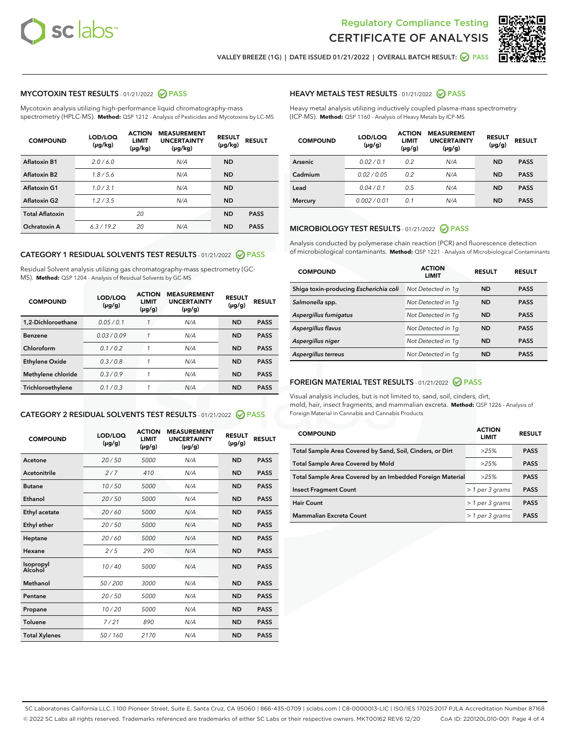Regulatory Compliance Testing
CERTIFICATE OF ANALYSIS

VALLEY BREEZE (1G) | DATE ISSUED 01/21/2022 | OVERALL BATCH RESULT: PASS

## MYCOTOXIN TEST RESULTS - 01/21/2022 PASS

Mycotoxin analysis utilizing high-performance liquid chromatography-mass spectrometry (HPLC-MS). **Method:** QSP 1212 - Analysis of Pesticides and Mycotoxins by LC-MS

| COMPOUND | LOD/LOQ (µg/kg) | ACTION LIMIT (µg/kg) | MEASUREMENT UNCERTAINTY (µg/kg) | RESULT (µg/kg) | RESULT |
|---|---|---|---|---|---|
| Aflatoxin B1 | 2.0 / 6.0 | | N/A | ND | |
| Aflatoxin B2 | 1.8 / 5.6 | | N/A | ND | |
| Aflatoxin G1 | 1.0 / 3.1 | | N/A | ND | |
| Aflatoxin G2 | 1.2 / 3.5 | | N/A | ND | |
| Total Aflatoxin | | 20 | | ND | PASS |
| Ochratoxin A | 6.3 / 19.2 | 20 | N/A | ND | PASS |

## CATEGORY 1 RESIDUAL SOLVENTS TEST RESULTS - 01/21/2022 PASS

Residual Solvent analysis utilizing gas chromatography-mass spectrometry (GC-MS). **Method:** QSP 1204 - Analysis of Residual Solvents by GC-MS

| COMPOUND | LOD/LOQ (µg/g) | ACTION LIMIT (µg/g) | MEASUREMENT UNCERTAINTY (µg/g) | RESULT (µg/g) | RESULT |
|---|---|---|---|---|---|
| 1,2-Dichloroethane | 0.05 / 0.1 | 1 | N/A | ND | PASS |
| Benzene | 0.03 / 0.09 | 1 | N/A | ND | PASS |
| Chloroform | 0.1 / 0.2 | 1 | N/A | ND | PASS |
| Ethylene Oxide | 0.3 / 0.8 | 1 | N/A | ND | PASS |
| Methylene chloride | 0.3 / 0.9 | 1 | N/A | ND | PASS |
| Trichloroethylene | 0.1 / 0.3 | 1 | N/A | ND | PASS |

## CATEGORY 2 RESIDUAL SOLVENTS TEST RESULTS - 01/21/2022 PASS

| COMPOUND | LOD/LOQ (µg/g) | ACTION LIMIT (µg/g) | MEASUREMENT UNCERTAINTY (µg/g) | RESULT (µg/g) | RESULT |
|---|---|---|---|---|---|
| Acetone | 20 / 50 | 5000 | N/A | ND | PASS |
| Acetonitrile | 2 / 7 | 410 | N/A | ND | PASS |
| Butane | 10 / 50 | 5000 | N/A | ND | PASS |
| Ethanol | 20 / 50 | 5000 | N/A | ND | PASS |
| Ethyl acetate | 20 / 60 | 5000 | N/A | ND | PASS |
| Ethyl ether | 20 / 50 | 5000 | N/A | ND | PASS |
| Heptane | 20 / 60 | 5000 | N/A | ND | PASS |
| Hexane | 2 / 5 | 290 | N/A | ND | PASS |
| Isopropyl Alcohol | 10 / 40 | 5000 | N/A | ND | PASS |
| Methanol | 50 / 200 | 3000 | N/A | ND | PASS |
| Pentane | 20 / 50 | 5000 | N/A | ND | PASS |
| Propane | 10 / 20 | 5000 | N/A | ND | PASS |
| Toluene | 7 / 21 | 890 | N/A | ND | PASS |
| Total Xylenes | 50 / 160 | 2170 | N/A | ND | PASS |

## HEAVY METALS TEST RESULTS - 01/21/2022 PASS

Heavy metal analysis utilizing inductively coupled plasma-mass spectrometry (ICP-MS). **Method:** QSP 1160 - Analysis of Heavy Metals by ICP-MS

| COMPOUND | LOD/LOQ (µg/g) | ACTION LIMIT (µg/g) | MEASUREMENT UNCERTAINTY (µg/g) | RESULT (µg/g) | RESULT |
|---|---|---|---|---|---|
| Arsenic | 0.02 / 0.1 | 0.2 | N/A | ND | PASS |
| Cadmium | 0.02 / 0.05 | 0.2 | N/A | ND | PASS |
| Lead | 0.04 / 0.1 | 0.5 | N/A | ND | PASS |
| Mercury | 0.002 / 0.01 | 0.1 | N/A | ND | PASS |

## MICROBIOLOGY TEST RESULTS - 01/21/2022 PASS

Analysis conducted by polymerase chain reaction (PCR) and fluorescence detection of microbiological contaminants. **Method:** QSP 1221 - Analysis of Microbiological Contaminants

| COMPOUND | ACTION LIMIT | RESULT | RESULT |
|---|---|---|---|
| Shiga toxin-producing *Escherichia coli* | Not Detected in 1g | ND | PASS |
| *Salmonella* spp. | Not Detected in 1g | ND | PASS |
| *Aspergillus fumigatus* | Not Detected in 1g | ND | PASS |
| *Aspergillus flavus* | Not Detected in 1g | ND | PASS |
| *Aspergillus niger* | Not Detected in 1g | ND | PASS |
| *Aspergillus terreus* | Not Detected in 1g | ND | PASS |

## FOREIGN MATERIAL TEST RESULTS - 01/21/2022 PASS

Visual analysis includes, but is not limited to, sand, soil, cinders, dirt, mold, hair, insect fragments, and mammalian excreta. **Method:** QSP 1226 - Analysis of Foreign Material in Cannabis and Cannabis Products

| COMPOUND | ACTION LIMIT | RESULT |
|---|---|---|
| Total Sample Area Covered by Sand, Soil, Cinders, or Dirt | >25% | PASS |
| Total Sample Area Covered by Mold | >25% | PASS |
| Total Sample Area Covered by an Imbedded Foreign Material | >25% | PASS |
| Insect Fragment Count | > 1 per 3 grams | PASS |
| Hair Count | > 1 per 3 grams | PASS |
| Mammalian Excreta Count | > 1 per 3 grams | PASS |

SC Laboratories California LLC. | 100 Pioneer Street, Suite E, Santa Cruz, CA 95060 | 866-435-0709 | sclabs.com | C8-0000013-LIC | ISO/IES 17025:2017 PJLA Accreditation Number 87168
© 2022 SC Labs all rights reserved. Trademarks referenced are trademarks of either SC Labs or their respective owners. MKT00162 REV6 12/20 CoA ID: 220120L010-001